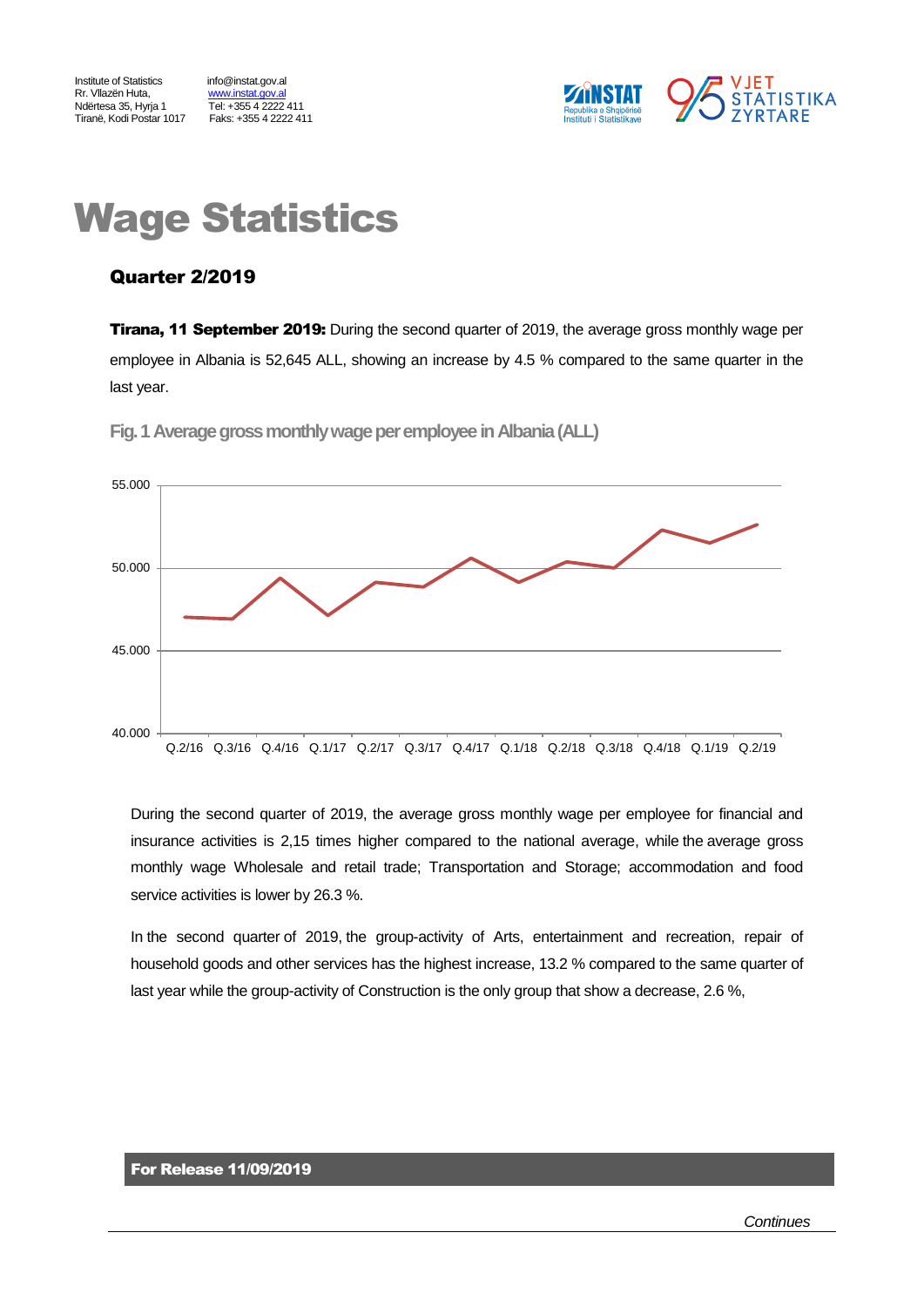Institute of Statistics
Rr. Vllazën Huta,
Ndërtesa 35, Hyrja 1
Tiranë, Kodi Postar 1017

info@instat.gov.al
www.instat.gov.al
Tel: +355 4 2222 411
Faks: +355 4 2222 411

# Wage Statistics

## Quarter 2/2019

**Tirana, 11 September 2019:** During the second quarter of 2019, the average gross monthly wage per employee in Albania is 52,645 ALL, showing an increase by 4.5 % compared to the same quarter in the last year.

**Fig. 1 Average gross monthly wage per employee in Albania (ALL)**

During the second quarter of 2019, the average gross monthly wage per employee for financial and insurance activities is 2,15 times higher compared to the national average, while the average gross monthly wage Wholesale and retail trade; Transportation and Storage; accommodation and food service activities is lower by 26.3 %.

In the second quarter of 2019, the group-activity of Arts, entertainment and recreation, repair of household goods and other services has the highest increase, 13.2 % compared to the same quarter of last year while the group-activity of Construction is the only group that show a decrease, 2.6 %,

**For Release 11/09/2019**

*Continues*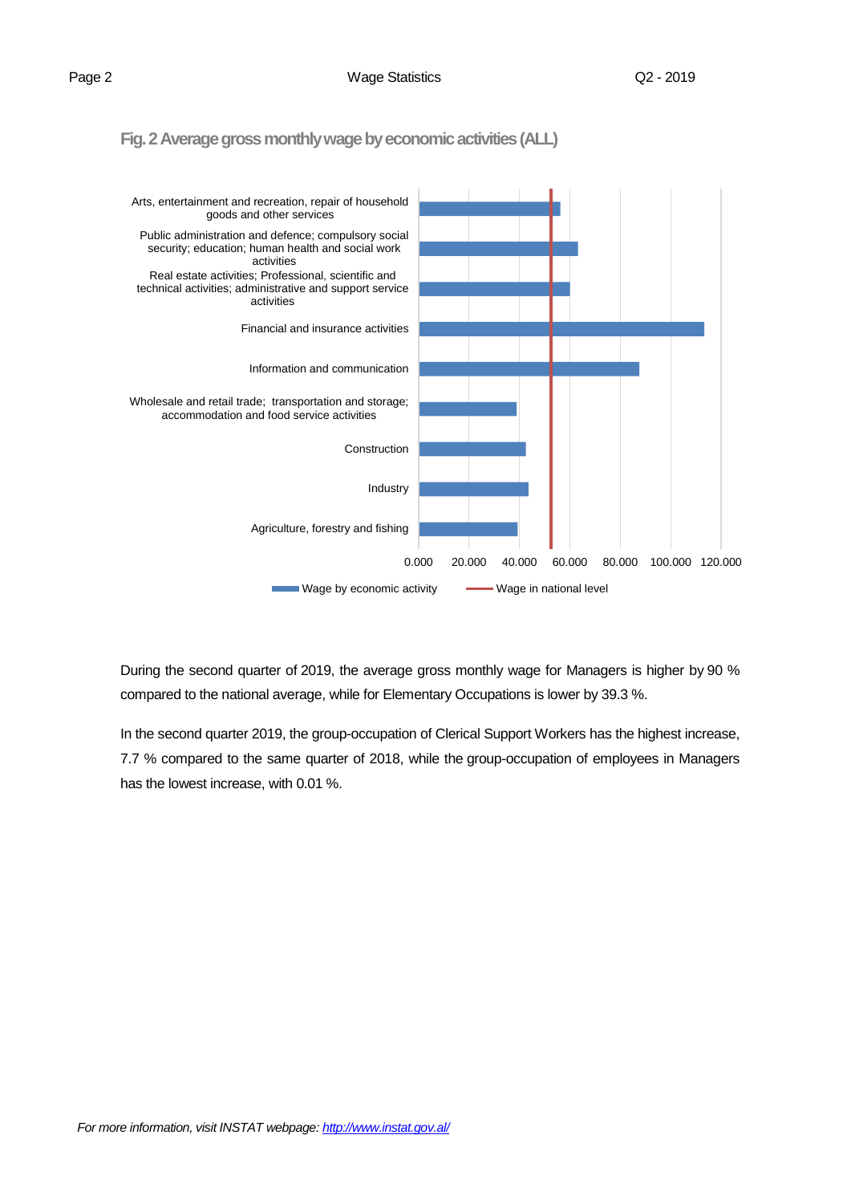**Fig. 2 Average gross monthly wage by economic activities (ALL)**

During the second quarter of 2019, the average gross monthly wage for Managers is higher by 90 % compared to the national average, while for Elementary Occupations is lower by 39.3 %.

In the second quarter 2019, the group-occupation of Clerical Support Workers has the highest increase, 7.7 % compared to the same quarter of 2018, while the group-occupation of employees in Managers has the lowest increase, with 0.01 %.

*For more information, visit INSTAT webpage: [http://www.instat.gov.al/](http://www.instat.gov.al/)*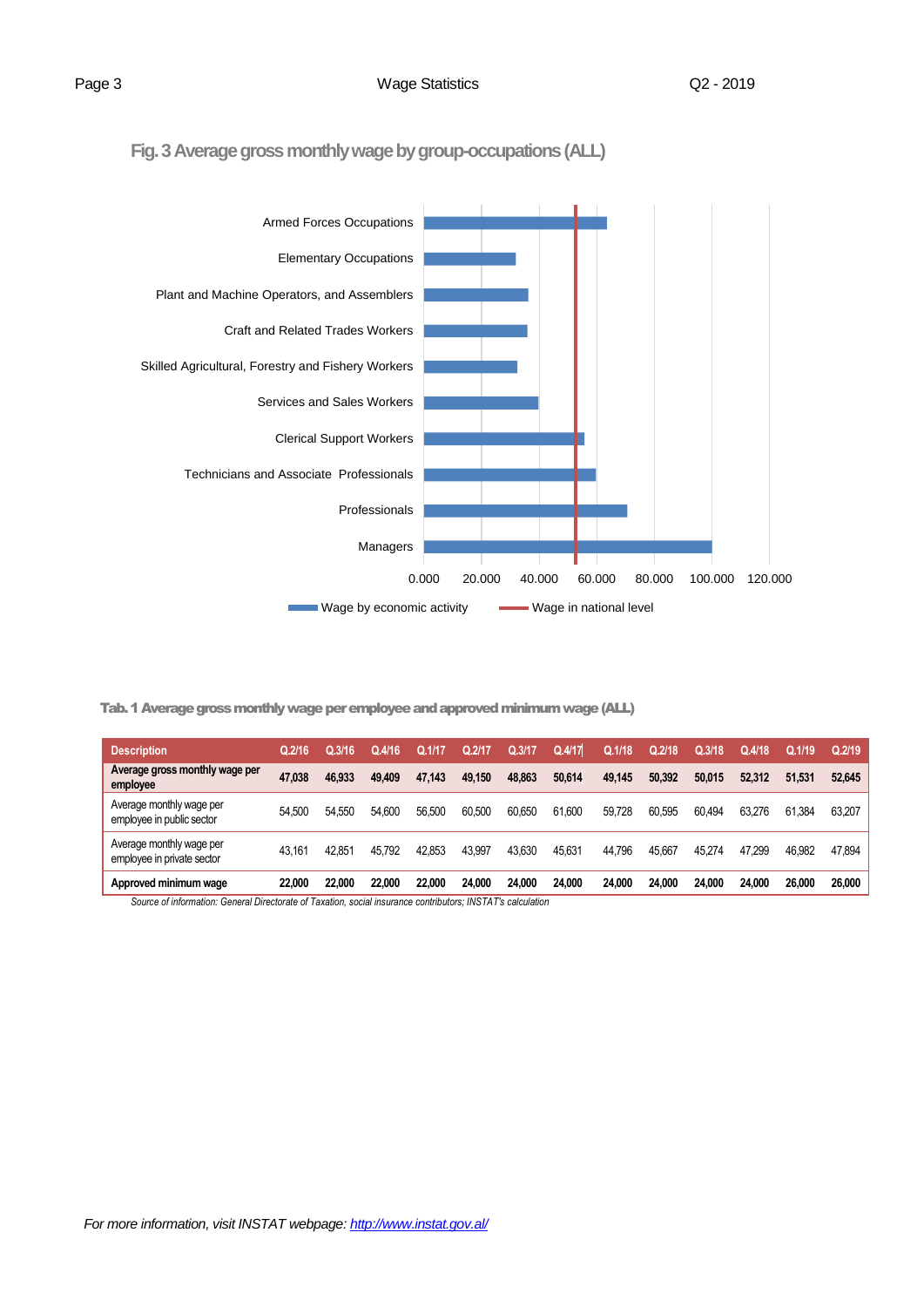## Fig. 3 Average gross monthly wage by group-occupations (ALL)

Armed Forces Occupations
Elementary Occupations
Plant and Machine Operators, and Assemblers
Craft and Related Trades Workers
Skilled Agricultural, Forestry and Fishery Workers
Services and Sales Workers
Clerical Support Workers
Technicians and Associate Professionals
Professionals
Managers

0.000 20.000 40.000 60.000 80.000 100.000 120.000

Wage by economic activity — Wage in national level

## Tab. 1 Average gross monthly wage per employee and approved minimum wage (ALL)

| Description | Q.2/16 | Q.3/16 | Q.4/16 | Q.1/17 | Q.2/17 | Q.3/17 | Q.4/17 | Q.1/18 | Q.2/18 | Q.3/18 | Q.4/18 | Q.1/19 | Q.2/19 |
|---|---|---|---|---|---|---|---|---|---|---|---|---|---|
| **Average gross monthly wage per employee** | **47,038** | **46,933** | **49,409** | **47,143** | **49,150** | **48,863** | **50,614** | **49,145** | **50,392** | **50,015** | **52,312** | **51,531** | **52,645** |
| Average monthly wage per employee in public sector | 54,500 | 54,550 | 54,600 | 56,500 | 60,500 | 60,650 | 61,600 | 59,728 | 60,595 | 60,494 | 63,276 | 61,384 | 63,207 |
| Average monthly wage per employee in private sector | 43,161 | 42,851 | 45,792 | 42,853 | 43,997 | 43,630 | 45,631 | 44,796 | 45,667 | 45,274 | 47,299 | 46,982 | 47,894 |
| **Approved minimum wage** | **22,000** | **22,000** | **22,000** | **22,000** | **24,000** | **24,000** | **24,000** | **24,000** | **24,000** | **24,000** | **24,000** | **26,000** | **26,000** |

*Source of information: General Directorate of Taxation, social insurance contributors; INSTAT's calculation*

*For more information, visit INSTAT webpage: http://www.instat.gov.al/*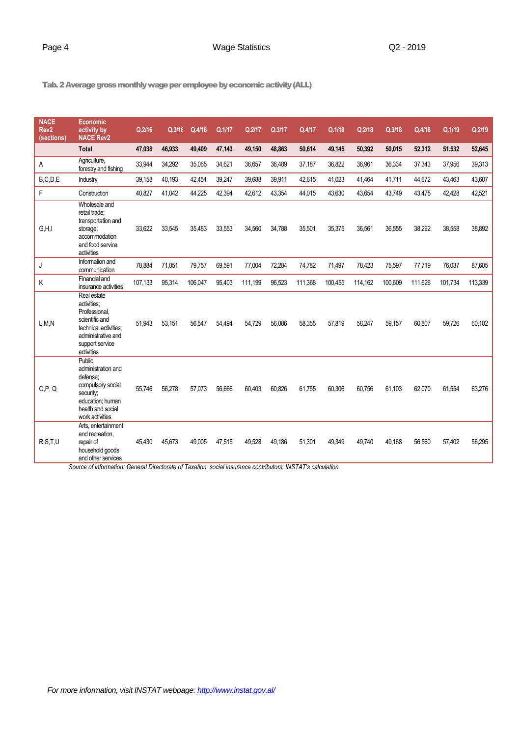Tab. 2 Average gross monthly wage per employee by economic activity (ALL)

| NACE Rev2 (sections) | Economic activity by NACE Rev2 | Q.2/16 | Q.3/16 | Q.4/16 | Q.1/17 | Q.2/17 | Q.3/17 | Q.4/17 | Q.1/18 | Q.2/18 | Q.3/18 | Q.4/18 | Q.1/19 | Q.2/19 |
|---|---|---|---|---|---|---|---|---|---|---|---|---|---|---|
| | **Total** | **47,038** | **46,933** | **49,409** | **47,143** | **49,150** | **48,863** | **50,614** | **49,145** | **50,392** | **50,015** | **52,312** | **51,532** | **52,645** |
| A | Agriculture, forestry and fishing | 33,944 | 34,292 | 35,065 | 34,621 | 36,657 | 36,489 | 37,187 | 36,822 | 36,961 | 36,334 | 37,343 | 37,956 | 39,313 |
| B,C,D,E | Industry | 39,158 | 40,193 | 42,451 | 39,247 | 39,688 | 39,911 | 42,615 | 41,023 | 41,464 | 41,711 | 44,672 | 43,463 | 43,607 |
| F | Construction | 40,827 | 41,042 | 44,225 | 42,394 | 42,612 | 43,354 | 44,015 | 43,630 | 43,654 | 43,749 | 43,475 | 42,428 | 42,521 |
| G,H,I | Wholesale and retail trade; transportation and storage; accommodation and food service activities | 33,622 | 33,545 | 35,483 | 33,553 | 34,560 | 34,788 | 35,501 | 35,375 | 36,561 | 36,555 | 38,292 | 38,558 | 38,892 |
| J | Information and communication | 78,884 | 71,051 | 79,757 | 69,591 | 77,004 | 72,284 | 74,782 | 71,497 | 78,423 | 75,597 | 77,719 | 76,037 | 87,605 |
| K | Financial and insurance activities | 107,133 | 95,314 | 106,047 | 95,403 | 111,199 | 96,523 | 111,368 | 100,455 | 114,162 | 100,609 | 111,626 | 101,734 | 113,339 |
| L,M,N | Real estate activities; Professional, scientific and technical activities; administrative and support service activities | 51,943 | 53,151 | 56,547 | 54,494 | 54,729 | 56,086 | 58,355 | 57,819 | 58,247 | 59,157 | 60,807 | 59,726 | 60,102 |
| O,P, Q | Public administration and defense; compulsory social security; education; human health and social work activities | 55,746 | 56,278 | 57,073 | 56,666 | 60,403 | 60,826 | 61,755 | 60,306 | 60,756 | 61,103 | 62,070 | 61,554 | 63,276 |
| R,S,T,U | Arts, entertainment and recreation, repair of household goods and other services | 45,430 | 45,673 | 49,005 | 47,515 | 49,528 | 49,186 | 51,301 | 49,349 | 49,740 | 49,168 | 56,560 | 57,402 | 56,295 |

*Source of information: General Directorate of Taxation, social insurance contributors; INSTAT's calculation*

*For more information, visit INSTAT webpage: http://www.instat.gov.al/*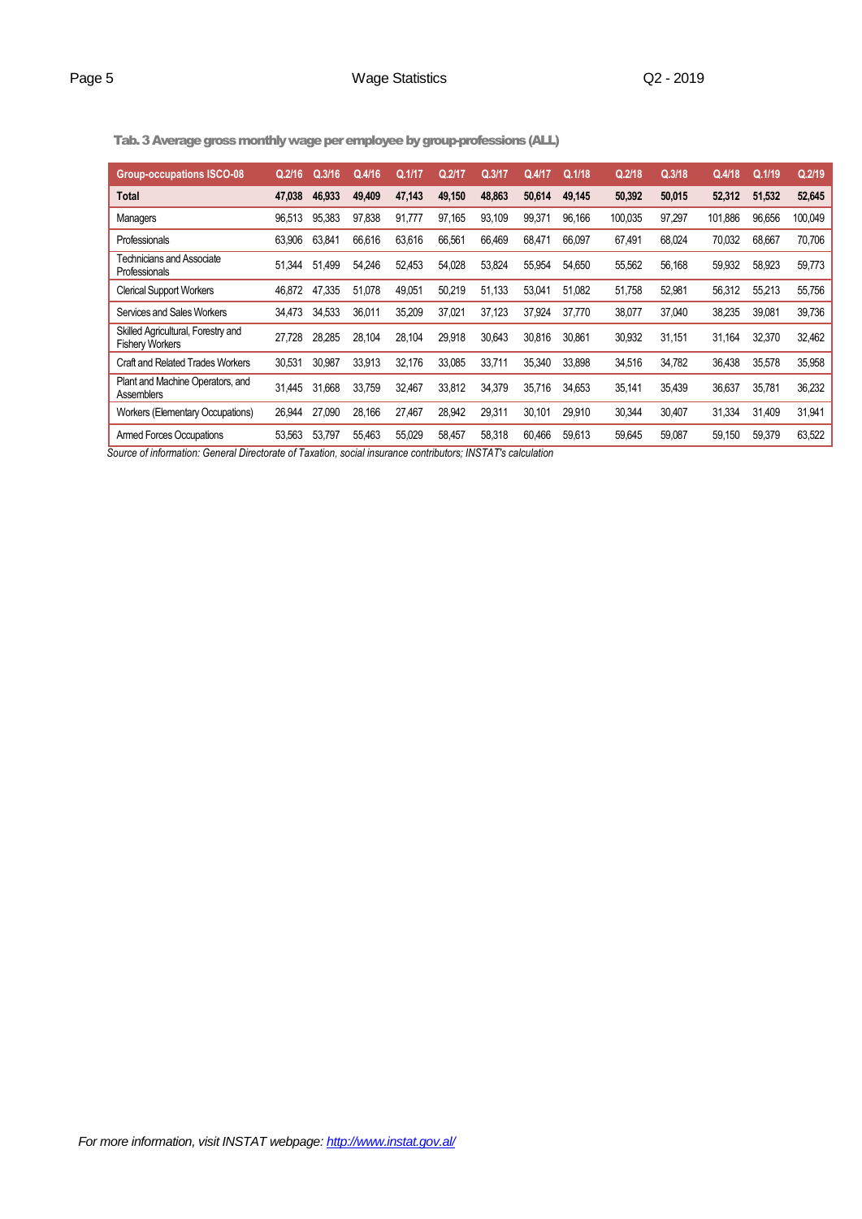Tab. 3 Average gross monthly wage per employee by group-professions (ALL)

| Group-occupations ISCO-08 | Q.2/16 | Q.3/16 | Q.4/16 | Q.1/17 | Q.2/17 | Q.3/17 | Q.4/17 | Q.1/18 | Q.2/18 | Q.3/18 | Q.4/18 | Q.1/19 | Q.2/19 |
|---|---|---|---|---|---|---|---|---|---|---|---|---|---|
| **Total** | **47,038** | **46,933** | **49,409** | **47,143** | **49,150** | **48,863** | **50,614** | **49,145** | **50,392** | **50,015** | **52,312** | **51,532** | **52,645** |
| Managers | 96,513 | 95,383 | 97,838 | 91,777 | 97,165 | 93,109 | 99,371 | 96,166 | 100,035 | 97,297 | 101,886 | 96,656 | 100,049 |
| Professionals | 63,906 | 63,841 | 66,616 | 63,616 | 66,561 | 66,469 | 68,471 | 66,097 | 67,491 | 68,024 | 70,032 | 68,667 | 70,706 |
| Technicians and Associate Professionals | 51,344 | 51,499 | 54,246 | 52,453 | 54,028 | 53,824 | 55,954 | 54,650 | 55,562 | 56,168 | 59,932 | 58,923 | 59,773 |
| Clerical Support Workers | 46,872 | 47,335 | 51,078 | 49,051 | 50,219 | 51,133 | 53,041 | 51,082 | 51,758 | 52,981 | 56,312 | 55,213 | 55,756 |
| Services and Sales Workers | 34,473 | 34,533 | 36,011 | 35,209 | 37,021 | 37,123 | 37,924 | 37,770 | 38,077 | 37,040 | 38,235 | 39,081 | 39,736 |
| Skilled Agricultural, Forestry and Fishery Workers | 27,728 | 28,285 | 28,104 | 28,104 | 29,918 | 30,643 | 30,816 | 30,861 | 30,932 | 31,151 | 31,164 | 32,370 | 32,462 |
| Craft and Related Trades Workers | 30,531 | 30,987 | 33,913 | 32,176 | 33,085 | 33,711 | 35,340 | 33,898 | 34,516 | 34,782 | 36,438 | 35,578 | 35,958 |
| Plant and Machine Operators, and Assemblers | 31,445 | 31,668 | 33,759 | 32,467 | 33,812 | 34,379 | 35,716 | 34,653 | 35,141 | 35,439 | 36,637 | 35,781 | 36,232 |
| Workers (Elementary Occupations) | 26,944 | 27,090 | 28,166 | 27,467 | 28,942 | 29,311 | 30,101 | 29,910 | 30,344 | 30,407 | 31,334 | 31,409 | 31,941 |
| Armed Forces Occupations | 53,563 | 53,797 | 55,463 | 55,029 | 58,457 | 58,318 | 60,466 | 59,613 | 59,645 | 59,087 | 59,150 | 59,379 | 63,522 |

*Source of information: General Directorate of Taxation, social insurance contributors; INSTAT's calculation*

*For more information, visit INSTAT webpage: http://www.instat.gov.al/*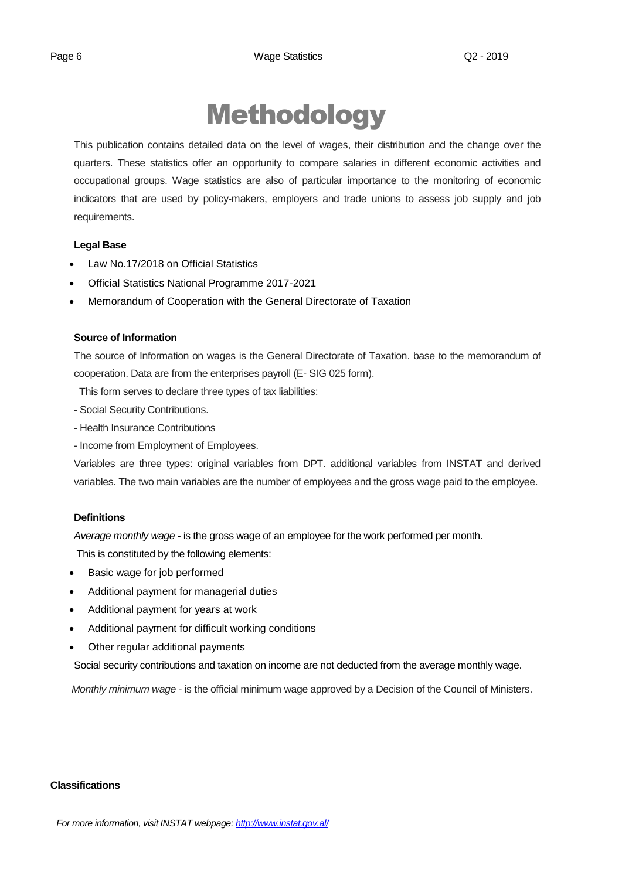# Methodology

This publication contains detailed data on the level of wages, their distribution and the change over the quarters. These statistics offer an opportunity to compare salaries in different economic activities and occupational groups. Wage statistics are also of particular importance to the monitoring of economic indicators that are used by policy-makers, employers and trade unions to assess job supply and job requirements.

**Legal Base**

- Law No.17/2018 on Official Statistics
- Official Statistics National Programme 2017-2021
- Memorandum of Cooperation with the General Directorate of Taxation

**Source of Information**

The source of Information on wages is the General Directorate of Taxation. base to the memorandum of cooperation. Data are from the enterprises payroll (E- SIG 025 form).

This form serves to declare three types of tax liabilities:

- Social Security Contributions.

- Health Insurance Contributions

- Income from Employment of Employees.

Variables are three types: original variables from DPT. additional variables from INSTAT and derived variables. The two main variables are the number of employees and the gross wage paid to the employee.

**Definitions**

*Average monthly wage* - is the gross wage of an employee for the work performed per month.

This is constituted by the following elements:

- Basic wage for job performed
- Additional payment for managerial duties
- Additional payment for years at work
- Additional payment for difficult working conditions
- Other regular additional payments

Social security contributions and taxation on income are not deducted from the average monthly wage.

*Monthly minimum wage* - is the official minimum wage approved by a Decision of the Council of Ministers.

**Classifications**

*For more information, visit INSTAT webpage: [http://www.instat.gov.al/](http://www.instat.gov.al/)*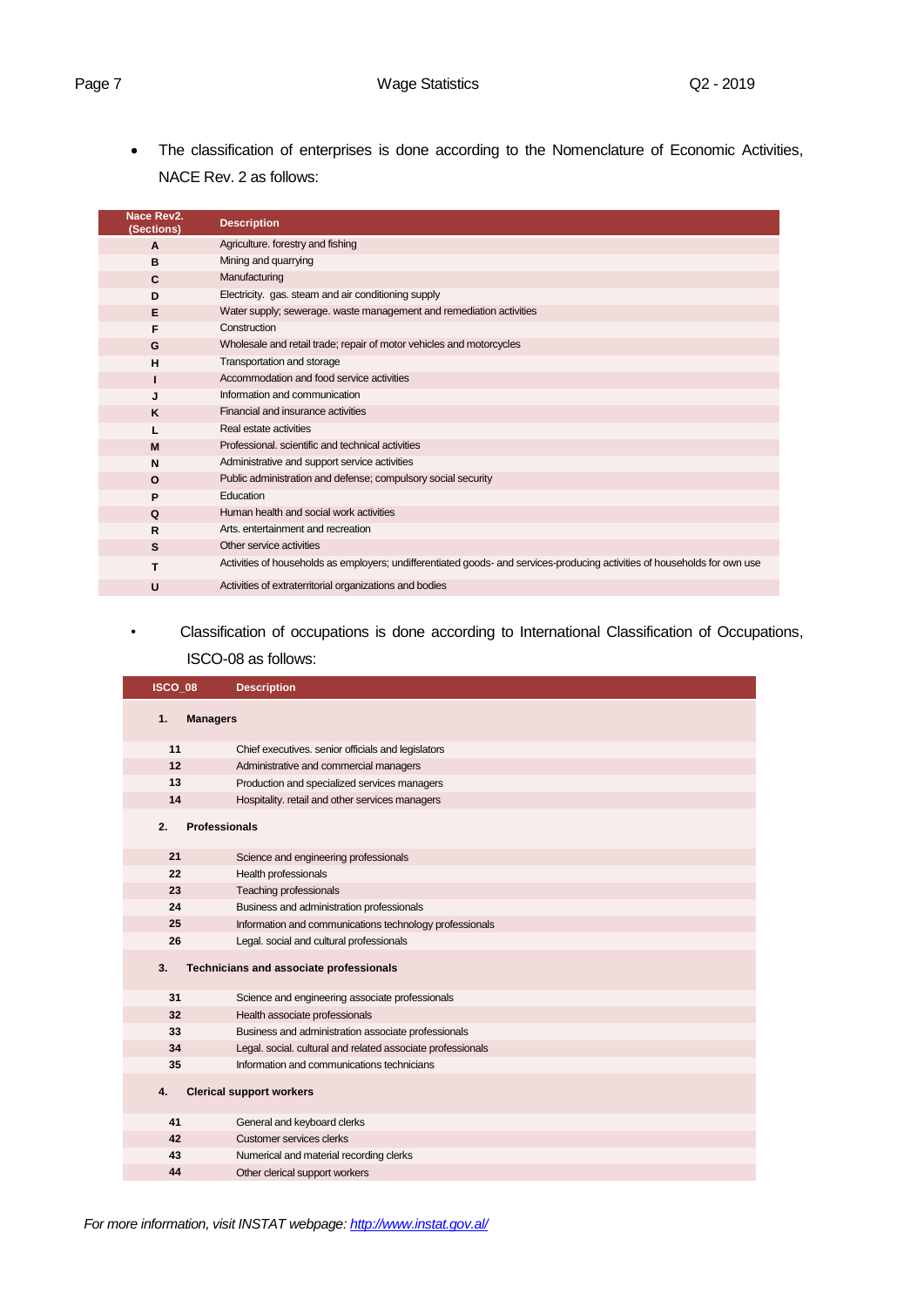- The classification of enterprises is done according to the Nomenclature of Economic Activities, NACE Rev. 2 as follows:

| Nace Rev2. (Sections) | Description |
|---|---|
| A | Agriculture. forestry and fishing |
| B | Mining and quarrying |
| C | Manufacturing |
| D | Electricity. gas. steam and air conditioning supply |
| E | Water supply; sewerage. waste management and remediation activities |
| F | Construction |
| G | Wholesale and retail trade; repair of motor vehicles and motorcycles |
| H | Transportation and storage |
| I | Accommodation and food service activities |
| J | Information and communication |
| K | Financial and insurance activities |
| L | Real estate activities |
| M | Professional. scientific and technical activities |
| N | Administrative and support service activities |
| O | Public administration and defense; compulsory social security |
| P | Education |
| Q | Human health and social work activities |
| R | Arts. entertainment and recreation |
| S | Other service activities |
| T | Activities of households as employers; undifferentiated goods- and services-producing activities of households for own use |
| U | Activities of extraterritorial organizations and bodies |

- Classification of occupations is done according to International Classification of Occupations, ISCO-08 as follows:

| ISCO_08 | Description |
|---|---|
| **1.** | **Managers** |
| 11 | Chief executives. senior officials and legislators |
| 12 | Administrative and commercial managers |
| 13 | Production and specialized services managers |
| 14 | Hospitality. retail and other services managers |
| **2.** | **Professionals** |
| 21 | Science and engineering professionals |
| 22 | Health professionals |
| 23 | Teaching professionals |
| 24 | Business and administration professionals |
| 25 | Information and communications technology professionals |
| 26 | Legal. social and cultural professionals |
| **3.** | **Technicians and associate professionals** |
| 31 | Science and engineering associate professionals |
| 32 | Health associate professionals |
| 33 | Business and administration associate professionals |
| 34 | Legal. social. cultural and related associate professionals |
| 35 | Information and communications technicians |
| **4.** | **Clerical support workers** |
| 41 | General and keyboard clerks |
| 42 | Customer services clerks |
| 43 | Numerical and material recording clerks |
| 44 | Other clerical support workers |

*For more information, visit INSTAT webpage: http://www.instat.gov.al/*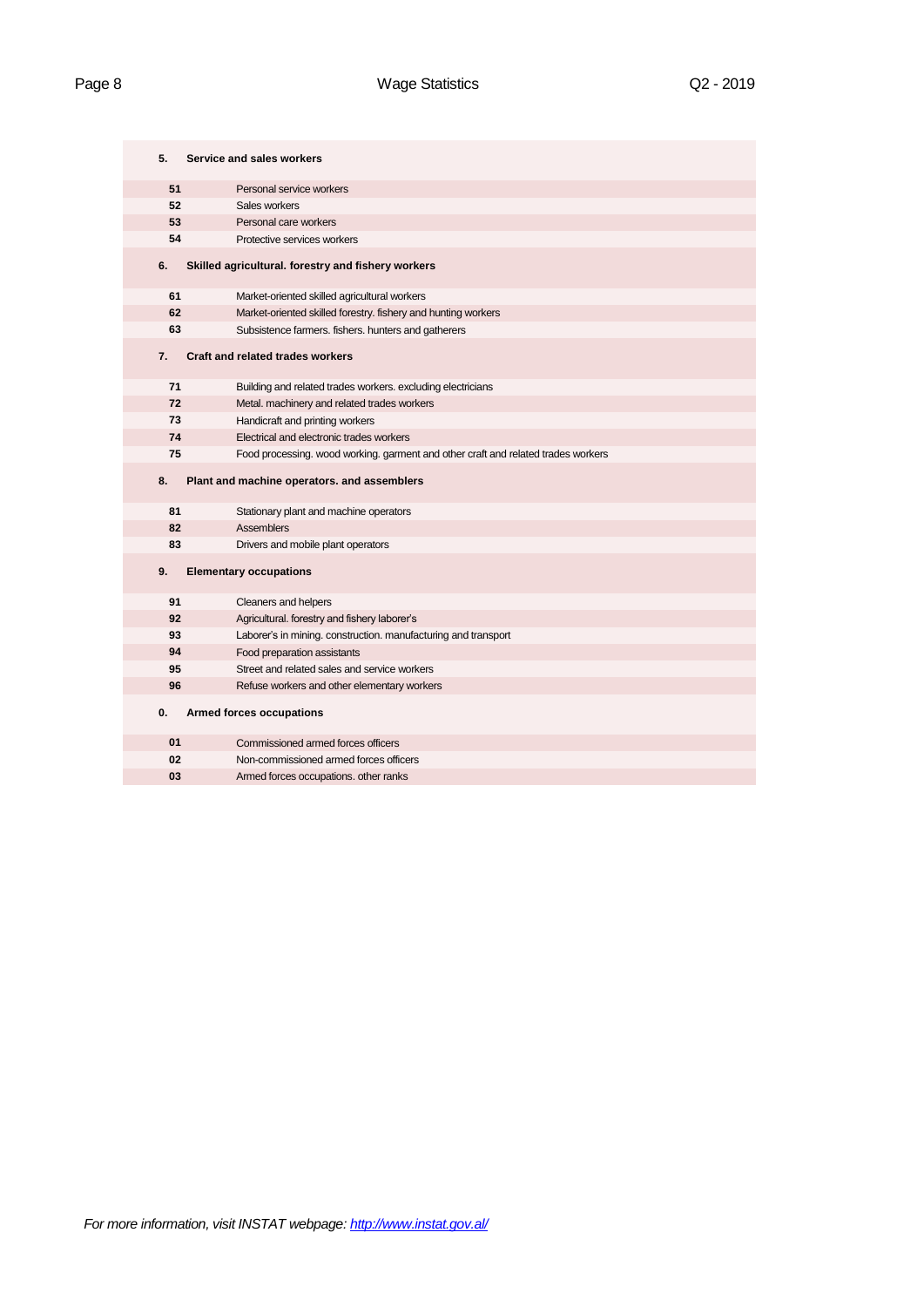| | |
|---|---|
| **5.** | **Service and sales workers** |
| **51** | Personal service workers |
| **52** | Sales workers |
| **53** | Personal care workers |
| **54** | Protective services workers |
| **6.** | **Skilled agricultural. forestry and fishery workers** |
| **61** | Market-oriented skilled agricultural workers |
| **62** | Market-oriented skilled forestry. fishery and hunting workers |
| **63** | Subsistence farmers. fishers. hunters and gatherers |
| **7.** | **Craft and related trades workers** |
| **71** | Building and related trades workers. excluding electricians |
| **72** | Metal. machinery and related trades workers |
| **73** | Handicraft and printing workers |
| **74** | Electrical and electronic trades workers |
| **75** | Food processing. wood working. garment and other craft and related trades workers |
| **8.** | **Plant and machine operators. and assemblers** |
| **81** | Stationary plant and machine operators |
| **82** | Assemblers |
| **83** | Drivers and mobile plant operators |
| **9.** | **Elementary occupations** |
| **91** | Cleaners and helpers |
| **92** | Agricultural. forestry and fishery laborer's |
| **93** | Laborer's in mining. construction. manufacturing and transport |
| **94** | Food preparation assistants |
| **95** | Street and related sales and service workers |
| **96** | Refuse workers and other elementary workers |
| **0.** | **Armed forces occupations** |
| **01** | Commissioned armed forces officers |
| **02** | Non-commissioned armed forces officers |
| **03** | Armed forces occupations. other ranks |

*For more information, visit INSTAT webpage: [http://www.instat.gov.al/](http://www.instat.gov.al/)*